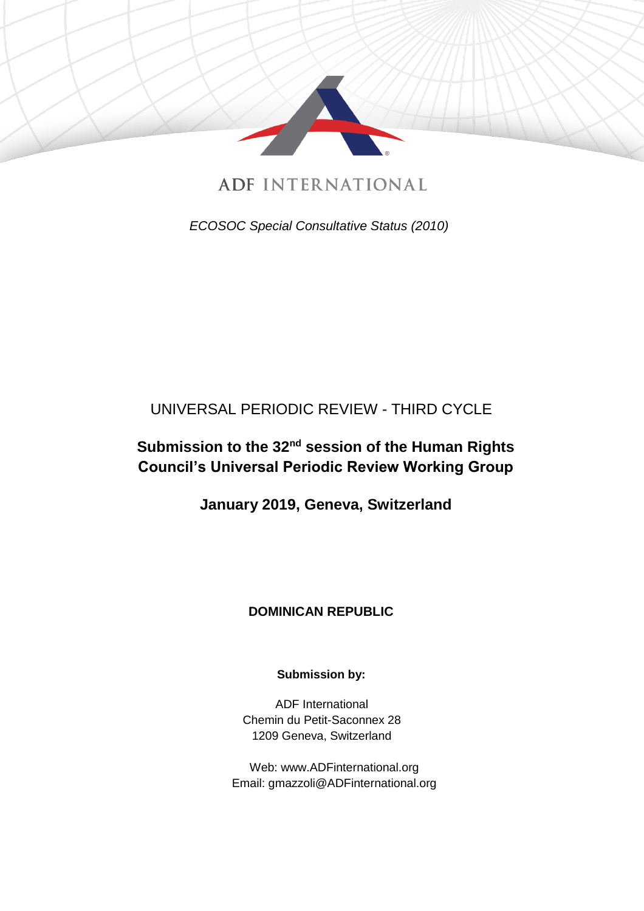ADF INTERNATIONAL

*ECOSOC Special Consultative Status (2010)*

UNIVERSAL PERIODIC REVIEW - THIRD CYCLE

**Submission to the 32nd session of the Human Rights Council's Universal Periodic Review Working Group**

**January 2019, Geneva, Switzerland**

**DOMINICAN REPUBLIC**

**Submission by:**

ADF International
Chemin du Petit-Saconnex 28
1209 Geneva, Switzerland

Web: www.ADFinternational.org
Email: gmazzoli@ADFinternational.org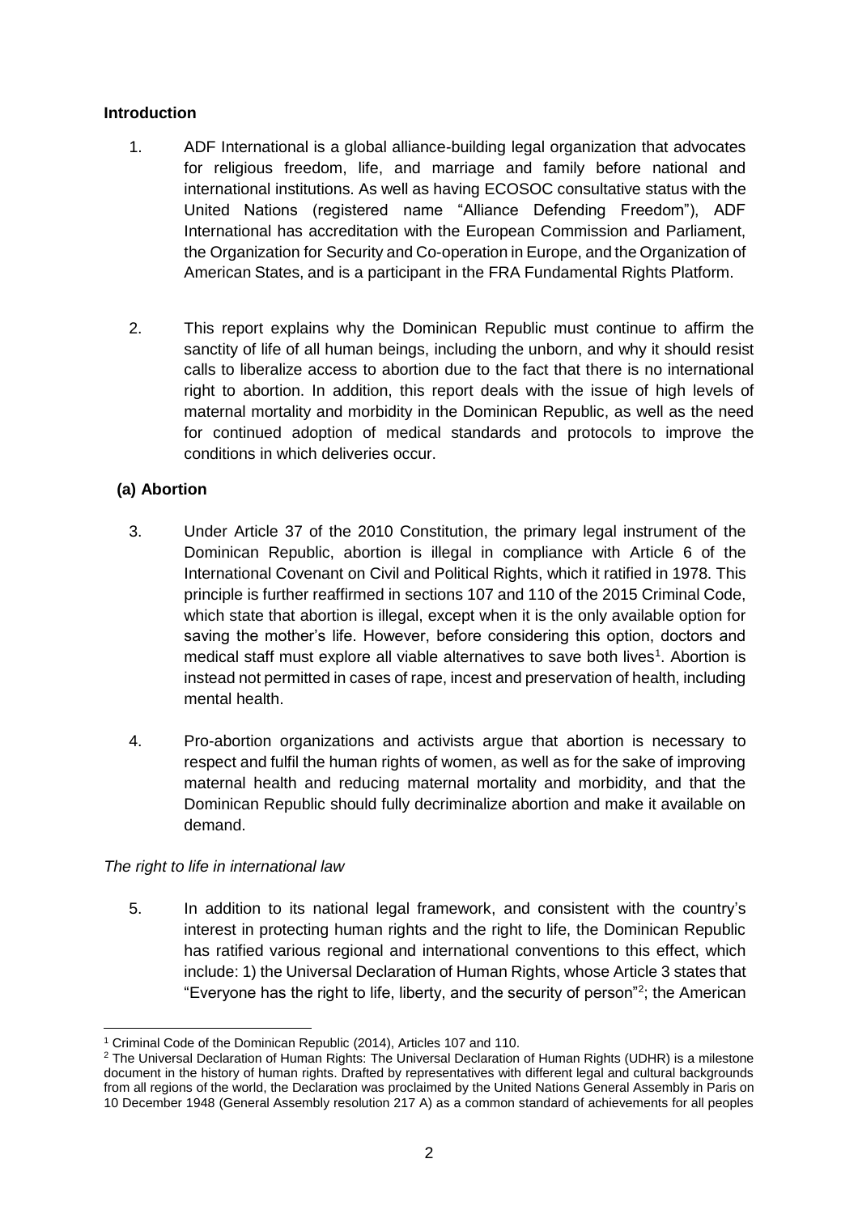## Introduction

1. ADF International is a global alliance-building legal organization that advocates for religious freedom, life, and marriage and family before national and international institutions. As well as having ECOSOC consultative status with the United Nations (registered name "Alliance Defending Freedom"), ADF International has accreditation with the European Commission and Parliament, the Organization for Security and Co-operation in Europe, and the Organization of American States, and is a participant in the FRA Fundamental Rights Platform.

2. This report explains why the Dominican Republic must continue to affirm the sanctity of life of all human beings, including the unborn, and why it should resist calls to liberalize access to abortion due to the fact that there is no international right to abortion. In addition, this report deals with the issue of high levels of maternal mortality and morbidity in the Dominican Republic, as well as the need for continued adoption of medical standards and protocols to improve the conditions in which deliveries occur.

### (a) Abortion

3. Under Article 37 of the 2010 Constitution, the primary legal instrument of the Dominican Republic, abortion is illegal in compliance with Article 6 of the International Covenant on Civil and Political Rights, which it ratified in 1978. This principle is further reaffirmed in sections 107 and 110 of the 2015 Criminal Code, which state that abortion is illegal, except when it is the only available option for saving the mother's life. However, before considering this option, doctors and medical staff must explore all viable alternatives to save both lives[1]. Abortion is instead not permitted in cases of rape, incest and preservation of health, including mental health.

4. Pro-abortion organizations and activists argue that abortion is necessary to respect and fulfil the human rights of women, as well as for the sake of improving maternal health and reducing maternal mortality and morbidity, and that the Dominican Republic should fully decriminalize abortion and make it available on demand.

*The right to life in international law*

5. In addition to its national legal framework, and consistent with the country's interest in protecting human rights and the right to life, the Dominican Republic has ratified various regional and international conventions to this effect, which include: 1) the Universal Declaration of Human Rights, whose Article 3 states that "Everyone has the right to life, liberty, and the security of person"[2]; the American

---

[1] Criminal Code of the Dominican Republic (2014), Articles 107 and 110.

[2] The Universal Declaration of Human Rights: The Universal Declaration of Human Rights (UDHR) is a milestone document in the history of human rights. Drafted by representatives with different legal and cultural backgrounds from all regions of the world, the Declaration was proclaimed by the United Nations General Assembly in Paris on 10 December 1948 (General Assembly resolution 217 A) as a common standard of achievements for all peoples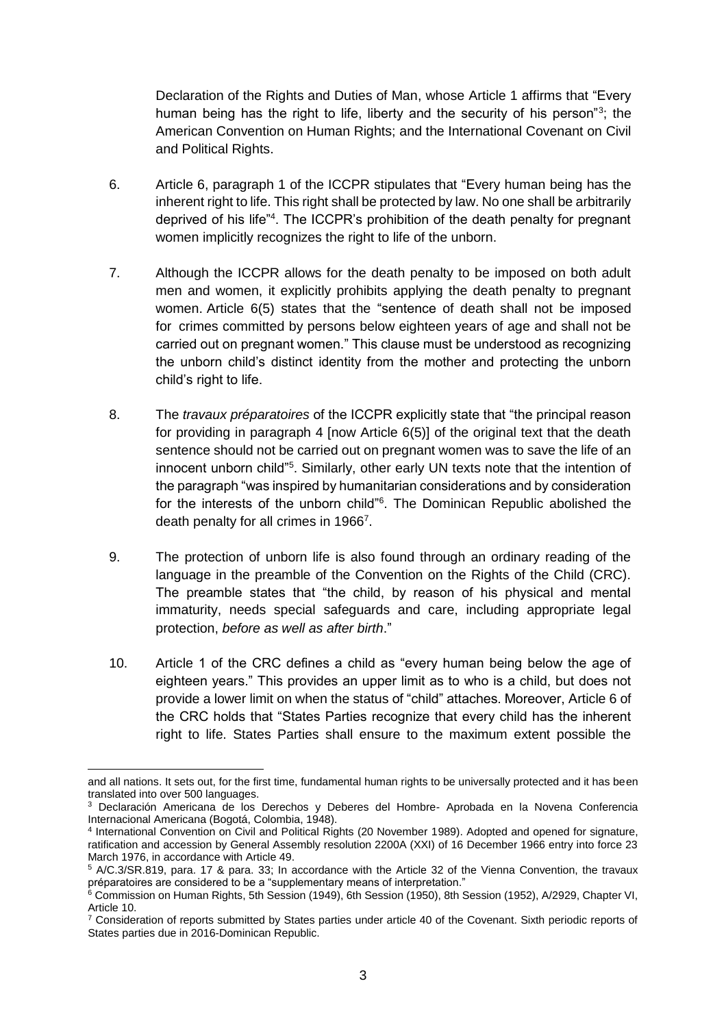Declaration of the Rights and Duties of Man, whose Article 1 affirms that "Every human being has the right to life, liberty and the security of his person"[3]; the American Convention on Human Rights; and the International Covenant on Civil and Political Rights.

6. Article 6, paragraph 1 of the ICCPR stipulates that "Every human being has the inherent right to life. This right shall be protected by law. No one shall be arbitrarily deprived of his life"[4]. The ICCPR's prohibition of the death penalty for pregnant women implicitly recognizes the right to life of the unborn.

7. Although the ICCPR allows for the death penalty to be imposed on both adult men and women, it explicitly prohibits applying the death penalty to pregnant women. Article 6(5) states that the "sentence of death shall not be imposed for crimes committed by persons below eighteen years of age and shall not be carried out on pregnant women." This clause must be understood as recognizing the unborn child's distinct identity from the mother and protecting the unborn child's right to life.

8. The *travaux préparatoires* of the ICCPR explicitly state that "the principal reason for providing in paragraph 4 [now Article 6(5)] of the original text that the death sentence should not be carried out on pregnant women was to save the life of an innocent unborn child"[5]. Similarly, other early UN texts note that the intention of the paragraph "was inspired by humanitarian considerations and by consideration for the interests of the unborn child"[6]. The Dominican Republic abolished the death penalty for all crimes in 1966[7].

9. The protection of unborn life is also found through an ordinary reading of the language in the preamble of the Convention on the Rights of the Child (CRC). The preamble states that "the child, by reason of his physical and mental immaturity, needs special safeguards and care, including appropriate legal protection, *before as well as after birth*."

10. Article 1 of the CRC defines a child as "every human being below the age of eighteen years." This provides an upper limit as to who is a child, but does not provide a lower limit on when the status of "child" attaches. Moreover, Article 6 of the CRC holds that "States Parties recognize that every child has the inherent right to life. States Parties shall ensure to the maximum extent possible the

---

and all nations. It sets out, for the first time, fundamental human rights to be universally protected and it has been translated into over 500 languages.

[3] Declaración Americana de los Derechos y Deberes del Hombre- Aprobada en la Novena Conferencia Internacional Americana (Bogotá, Colombia, 1948).

[4] International Convention on Civil and Political Rights (20 November 1989). Adopted and opened for signature, ratification and accession by General Assembly resolution 2200A (XXI) of 16 December 1966 entry into force 23 March 1976, in accordance with Article 49.

[5] A/C.3/SR.819, para. 17 & para. 33; In accordance with the Article 32 of the Vienna Convention, the travaux préparatoires are considered to be a "supplementary means of interpretation."

[6] Commission on Human Rights, 5th Session (1949), 6th Session (1950), 8th Session (1952), A/2929, Chapter VI, Article 10.

[7] Consideration of reports submitted by States parties under article 40 of the Covenant. Sixth periodic reports of States parties due in 2016-Dominican Republic.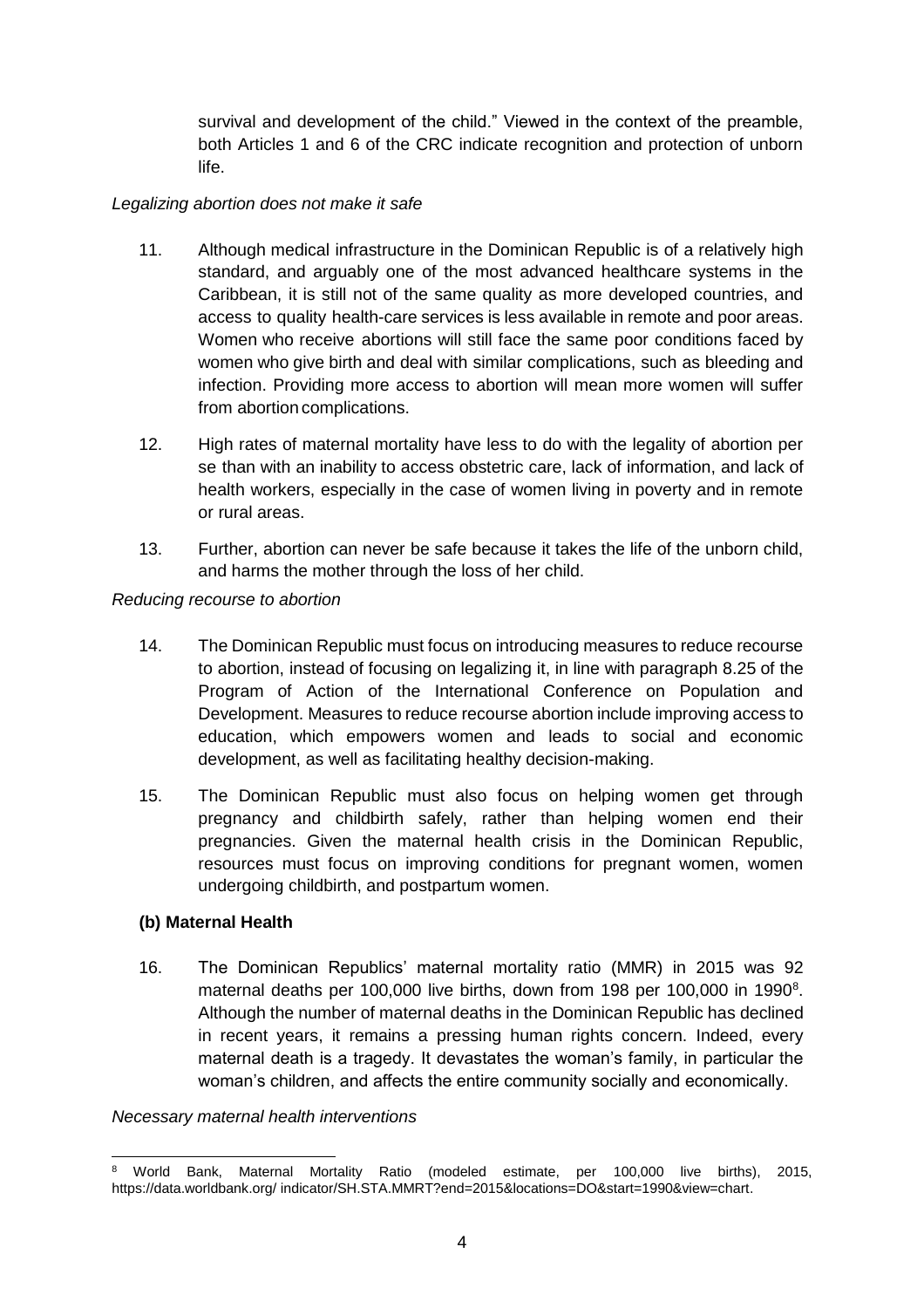survival and development of the child." Viewed in the context of the preamble, both Articles 1 and 6 of the CRC indicate recognition and protection of unborn life.

*Legalizing abortion does not make it safe*

11. Although medical infrastructure in the Dominican Republic is of a relatively high standard, and arguably one of the most advanced healthcare systems in the Caribbean, it is still not of the same quality as more developed countries, and access to quality health-care services is less available in remote and poor areas. Women who receive abortions will still face the same poor conditions faced by women who give birth and deal with similar complications, such as bleeding and infection. Providing more access to abortion will mean more women will suffer from abortion complications.

12. High rates of maternal mortality have less to do with the legality of abortion per se than with an inability to access obstetric care, lack of information, and lack of health workers, especially in the case of women living in poverty and in remote or rural areas.

13. Further, abortion can never be safe because it takes the life of the unborn child, and harms the mother through the loss of her child.

*Reducing recourse to abortion*

14. The Dominican Republic must focus on introducing measures to reduce recourse to abortion, instead of focusing on legalizing it, in line with paragraph 8.25 of the Program of Action of the International Conference on Population and Development. Measures to reduce recourse abortion include improving access to education, which empowers women and leads to social and economic development, as well as facilitating healthy decision-making.

15. The Dominican Republic must also focus on helping women get through pregnancy and childbirth safely, rather than helping women end their pregnancies. Given the maternal health crisis in the Dominican Republic, resources must focus on improving conditions for pregnant women, women undergoing childbirth, and postpartum women.

**(b) Maternal Health**

16. The Dominican Republics' maternal mortality ratio (MMR) in 2015 was 92 maternal deaths per 100,000 live births, down from 198 per 100,000 in 1990[8]. Although the number of maternal deaths in the Dominican Republic has declined in recent years, it remains a pressing human rights concern. Indeed, every maternal death is a tragedy. It devastates the woman's family, in particular the woman's children, and affects the entire community socially and economically.

*Necessary maternal health interventions*

[8] World Bank, Maternal Mortality Ratio (modeled estimate, per 100,000 live births), 2015, https://data.worldbank.org/ indicator/SH.STA.MMRT?end=2015&locations=DO&start=1990&view=chart.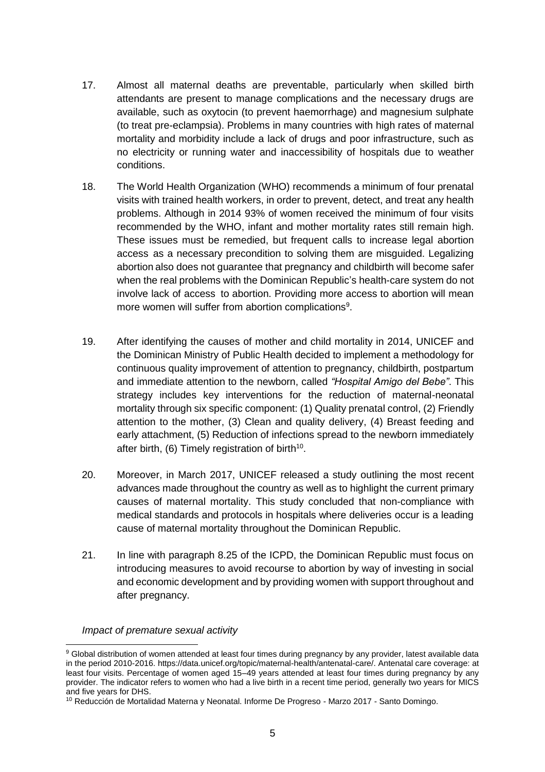17. Almost all maternal deaths are preventable, particularly when skilled birth attendants are present to manage complications and the necessary drugs are available, such as oxytocin (to prevent haemorrhage) and magnesium sulphate (to treat pre-eclampsia). Problems in many countries with high rates of maternal mortality and morbidity include a lack of drugs and poor infrastructure, such as no electricity or running water and inaccessibility of hospitals due to weather conditions.

18. The World Health Organization (WHO) recommends a minimum of four prenatal visits with trained health workers, in order to prevent, detect, and treat any health problems. Although in 2014 93% of women received the minimum of four visits recommended by the WHO, infant and mother mortality rates still remain high. These issues must be remedied, but frequent calls to increase legal abortion access as a necessary precondition to solving them are misguided. Legalizing abortion also does not guarantee that pregnancy and childbirth will become safer when the real problems with the Dominican Republic's health-care system do not involve lack of access to abortion. Providing more access to abortion will mean more women will suffer from abortion complications[9].

19. After identifying the causes of mother and child mortality in 2014, UNICEF and the Dominican Ministry of Public Health decided to implement a methodology for continuous quality improvement of attention to pregnancy, childbirth, postpartum and immediate attention to the newborn, called *"Hospital Amigo del Bebe"*. This strategy includes key interventions for the reduction of maternal-neonatal mortality through six specific component: (1) Quality prenatal control, (2) Friendly attention to the mother, (3) Clean and quality delivery, (4) Breast feeding and early attachment, (5) Reduction of infections spread to the newborn immediately after birth, (6) Timely registration of birth[10].

20. Moreover, in March 2017, UNICEF released a study outlining the most recent advances made throughout the country as well as to highlight the current primary causes of maternal mortality. This study concluded that non-compliance with medical standards and protocols in hospitals where deliveries occur is a leading cause of maternal mortality throughout the Dominican Republic.

21. In line with paragraph 8.25 of the ICPD, the Dominican Republic must focus on introducing measures to avoid recourse to abortion by way of investing in social and economic development and by providing women with support throughout and after pregnancy.

*Impact of premature sexual activity*

---

[9] Global distribution of women attended at least four times during pregnancy by any provider, latest available data in the period 2010-2016. https://data.unicef.org/topic/maternal-health/antenatal-care/. Antenatal care coverage: at least four visits. Percentage of women aged 15–49 years attended at least four times during pregnancy by any provider. The indicator refers to women who had a live birth in a recent time period, generally two years for MICS and five years for DHS.

[10] Reducción de Mortalidad Materna y Neonatal. Informe De Progreso - Marzo 2017 - Santo Domingo.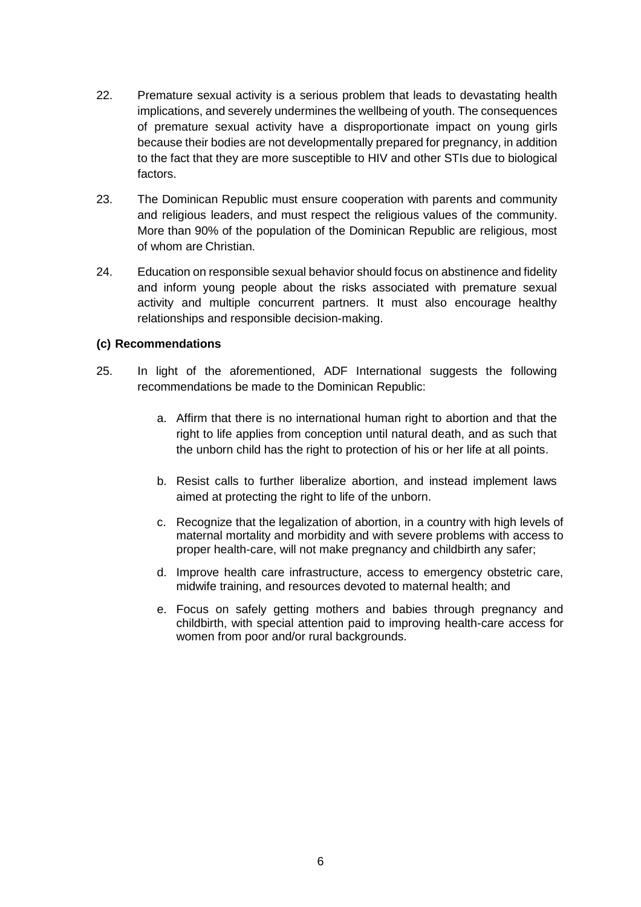22. Premature sexual activity is a serious problem that leads to devastating health implications, and severely undermines the wellbeing of youth. The consequences of premature sexual activity have a disproportionate impact on young girls because their bodies are not developmentally prepared for pregnancy, in addition to the fact that they are more susceptible to HIV and other STIs due to biological factors.

23. The Dominican Republic must ensure cooperation with parents and community and religious leaders, and must respect the religious values of the community. More than 90% of the population of the Dominican Republic are religious, most of whom are Christian.

24. Education on responsible sexual behavior should focus on abstinence and fidelity and inform young people about the risks associated with premature sexual activity and multiple concurrent partners. It must also encourage healthy relationships and responsible decision-making.

**(c) Recommendations**

25. In light of the aforementioned, ADF International suggests the following recommendations be made to the Dominican Republic:

    a. Affirm that there is no international human right to abortion and that the right to life applies from conception until natural death, and as such that the unborn child has the right to protection of his or her life at all points.

    b. Resist calls to further liberalize abortion, and instead implement laws aimed at protecting the right to life of the unborn.

    c. Recognize that the legalization of abortion, in a country with high levels of maternal mortality and morbidity and with severe problems with access to proper health-care, will not make pregnancy and childbirth any safer;

    d. Improve health care infrastructure, access to emergency obstetric care, midwife training, and resources devoted to maternal health; and

    e. Focus on safely getting mothers and babies through pregnancy and childbirth, with special attention paid to improving health-care access for women from poor and/or rural backgrounds.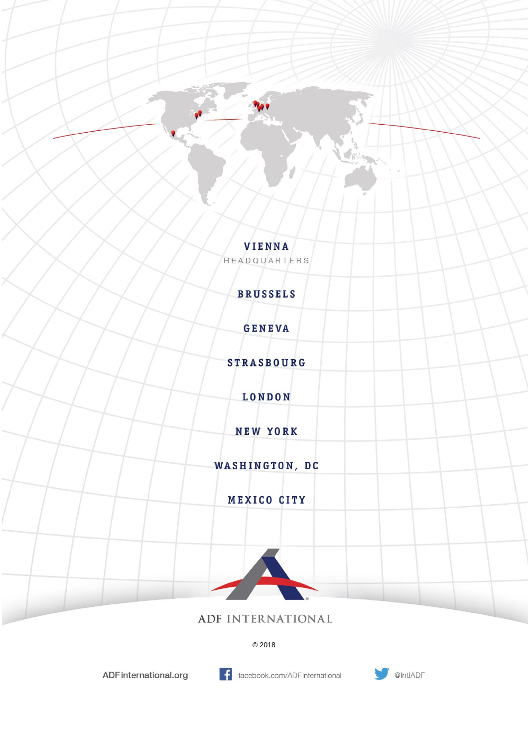**VIENNA**
HEADQUARTERS

**BRUSSELS**

**GENEVA**

**STRASBOURG**

**LONDON**

**NEW YORK**

**WASHINGTON, DC**

**MEXICO CITY**

ADF INTERNATIONAL

© 2018

ADFinternational.org

facebook.com/ADFinternational

@IntlADF